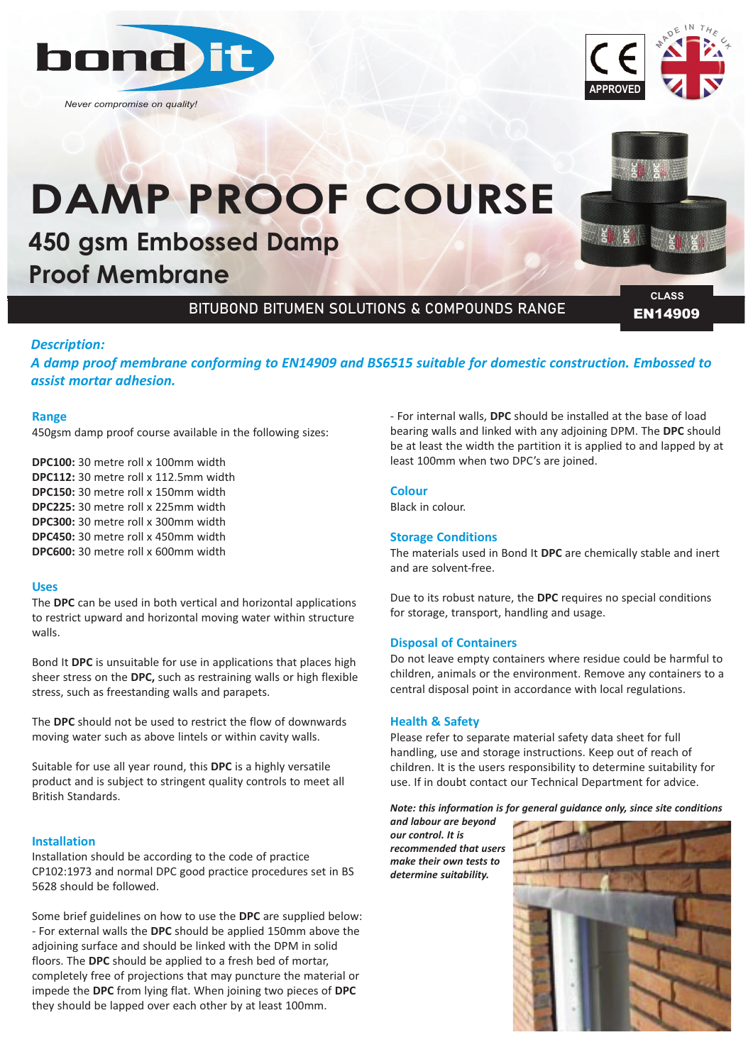bond it

*Never compromise on quality!*

CE APPROVED

MADE IN THE UK

# DAMP PROOF COURSE

## 450 gsm Embossed Damp Proof Membrane

BITUBOND BITUMEN SOLUTIONS & COMPOUNDS RANGE

CLASS **EN14909**

***Description:***

***A damp proof membrane conforming to EN14909 and BS6515 suitable for domestic construction. Embossed to assist mortar adhesion.***

### Range

450gsm damp proof course available in the following sizes:

**DPC100:** 30 metre roll x 100mm width
**DPC112:** 30 metre roll x 112.5mm width
**DPC150:** 30 metre roll x 150mm width
**DPC225:** 30 metre roll x 225mm width
**DPC300:** 30 metre roll x 300mm width
**DPC450:** 30 metre roll x 450mm width
**DPC600:** 30 metre roll x 600mm width

### Uses

The **DPC** can be used in both vertical and horizontal applications to restrict upward and horizontal moving water within structure walls.

Bond It **DPC** is unsuitable for use in applications that places high sheer stress on the **DPC,** such as restraining walls or high flexible stress, such as freestanding walls and parapets.

The **DPC** should not be used to restrict the flow of downwards moving water such as above lintels or within cavity walls.

Suitable for use all year round, this **DPC** is a highly versatile product and is subject to stringent quality controls to meet all British Standards.

### Installation

Installation should be according to the code of practice CP102:1973 and normal DPC good practice procedures set in BS 5628 should be followed.

Some brief guidelines on how to use the **DPC** are supplied below:
- For external walls the **DPC** should be applied 150mm above the adjoining surface and should be linked with the DPM in solid floors. The **DPC** should be applied to a fresh bed of mortar, completely free of projections that may puncture the material or impede the **DPC** from lying flat. When joining two pieces of **DPC** they should be lapped over each other by at least 100mm.
- For internal walls, **DPC** should be installed at the base of load bearing walls and linked with any adjoining DPM. The **DPC** should be at least the width the partition it is applied to and lapped by at least 100mm when two DPC's are joined.

### Colour

Black in colour.

### Storage Conditions

The materials used in Bond It **DPC** are chemically stable and inert and are solvent-free.

Due to its robust nature, the **DPC** requires no special conditions for storage, transport, handling and usage.

### Disposal of Containers

Do not leave empty containers where residue could be harmful to children, animals or the environment. Remove any containers to a central disposal point in accordance with local regulations.

### Health & Safety

Please refer to separate material safety data sheet for full handling, use and storage instructions. Keep out of reach of children. It is the users responsibility to determine suitability for use. If in doubt contact our Technical Department for advice.

***Note: this information is for general guidance only, since site conditions and labour are beyond our control. It is recommended that users make their own tests to determine suitability.***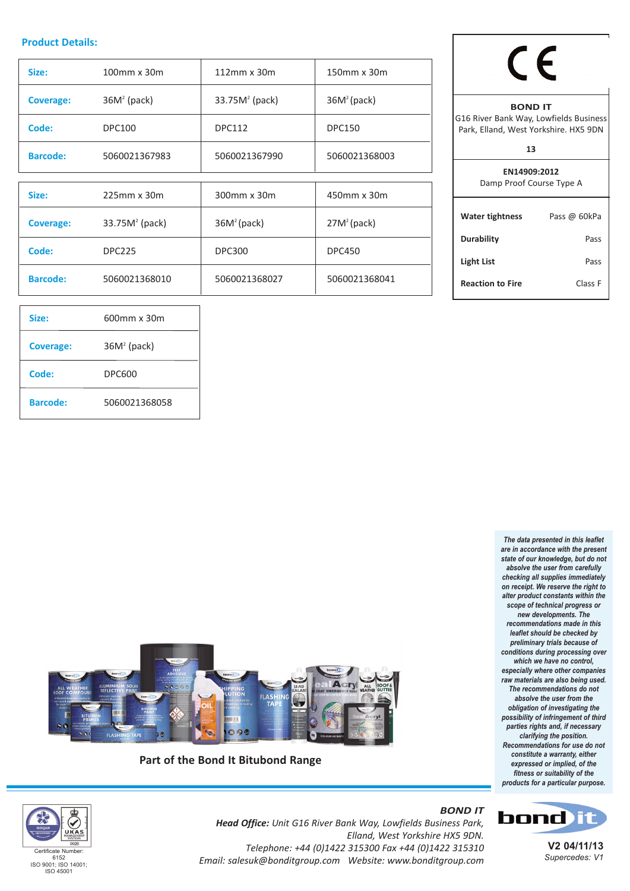## Product Details:

| | | | |
|---|---|---|---|
| **Size:** | 100mm x 30m | 112mm x 30m | 150mm x 30m |
| **Coverage:** | $36M^2$ (pack) | $33.75M^2$ (pack) | $36M^2$ (pack) |
| **Code:** | DPC100 | DPC112 | DPC150 |
| **Barcode:** | 5060021367983 | 5060021367990 | 5060021368003 |

| | | | |
|---|---|---|---|
| **Size:** | 225mm x 30m | 300mm x 30m | 450mm x 30m |
| **Coverage:** | $33.75M^2$ (pack) | $36M^2$ (pack) | $27M^2$ (pack) |
| **Code:** | DPC225 | DPC300 | DPC450 |
| **Barcode:** | 5060021368010 | 5060021368027 | 5060021368041 |

| | |
|---|---|
| **Size:** | 600mm x 30m |
| **Coverage:** | $36M^2$ (pack) |
| **Code:** | DPC600 |
| **Barcode:** | 5060021368058 |

CE

**BOND IT**
G16 River Bank Way, Lowfields Business Park, Elland, West Yorkshire. HX5 9DN

**13**

**EN14909:2012**
Damp Proof Course Type A

| | |
|---|---|
| **Water tightness** | Pass @ 60kPa |
| **Durability** | Pass |
| **Light List** | Pass |
| **Reaction to Fire** | Class F |

**Part of the Bond It Bitubond Range**

*The data presented in this leaflet are in accordance with the present state of our knowledge, but do not absolve the user from carefully checking all supplies immediately on receipt. We reserve the right to alter product constants within the scope of technical progress or new developments. The recommendations made in this leaflet should be checked by preliminary trials because of conditions during processing over which we have no control, especially where other companies raw materials are also being used. The recommendations do not absolve the user from the obligation of investigating the possibility of infringement of third parties rights and, if necessary clarifying the position. Recommendations for use do not constitute a warranty, either expressed or implied, of the fitness or suitability of the products for a particular purpose.*

Certificate Number: 6152
ISO 9001; ISO 14001; ISO 45001

***BOND IT***
***Head Office:*** *Unit G16 River Bank Way, Lowfields Business Park, Elland, West Yorkshire HX5 9DN.*
*Telephone: +44 (0)1422 315300 Fax +44 (0)1422 315310*
*Email: salesuk@bonditgroup.com Website: www.bonditgroup.com*

**V2 04/11/13**
*Supercedes: V1*